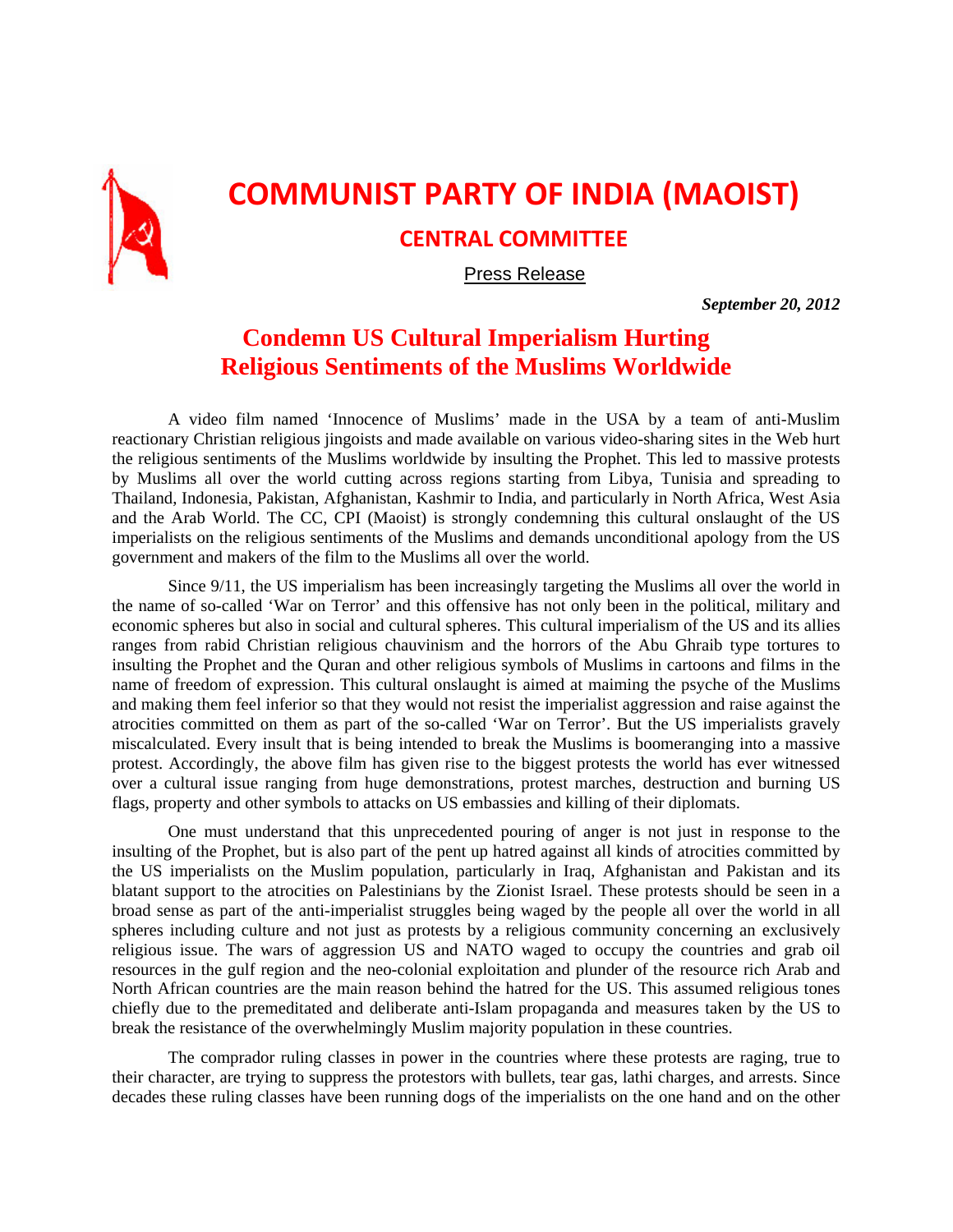# COMMUNIST PARTY OF INDIA (MAOIST)

## CENTRAL COMMITTEE

Press Release

***September 20, 2012***

# Condemn US Cultural Imperialism Hurting Religious Sentiments of the Muslims Worldwide

A video film named 'Innocence of Muslims' made in the USA by a team of anti-Muslim reactionary Christian religious jingoists and made available on various video-sharing sites in the Web hurt the religious sentiments of the Muslims worldwide by insulting the Prophet. This led to massive protests by Muslims all over the world cutting across regions starting from Libya, Tunisia and spreading to Thailand, Indonesia, Pakistan, Afghanistan, Kashmir to India, and particularly in North Africa, West Asia and the Arab World. The CC, CPI (Maoist) is strongly condemning this cultural onslaught of the US imperialists on the religious sentiments of the Muslims and demands unconditional apology from the US government and makers of the film to the Muslims all over the world.

Since 9/11, the US imperialism has been increasingly targeting the Muslims all over the world in the name of so-called 'War on Terror' and this offensive has not only been in the political, military and economic spheres but also in social and cultural spheres. This cultural imperialism of the US and its allies ranges from rabid Christian religious chauvinism and the horrors of the Abu Ghraib type tortures to insulting the Prophet and the Quran and other religious symbols of Muslims in cartoons and films in the name of freedom of expression. This cultural onslaught is aimed at maiming the psyche of the Muslims and making them feel inferior so that they would not resist the imperialist aggression and raise against the atrocities committed on them as part of the so-called 'War on Terror'. But the US imperialists gravely miscalculated. Every insult that is being intended to break the Muslims is boomeranging into a massive protest. Accordingly, the above film has given rise to the biggest protests the world has ever witnessed over a cultural issue ranging from huge demonstrations, protest marches, destruction and burning US flags, property and other symbols to attacks on US embassies and killing of their diplomats.

One must understand that this unprecedented pouring of anger is not just in response to the insulting of the Prophet, but is also part of the pent up hatred against all kinds of atrocities committed by the US imperialists on the Muslim population, particularly in Iraq, Afghanistan and Pakistan and its blatant support to the atrocities on Palestinians by the Zionist Israel. These protests should be seen in a broad sense as part of the anti-imperialist struggles being waged by the people all over the world in all spheres including culture and not just as protests by a religious community concerning an exclusively religious issue. The wars of aggression US and NATO waged to occupy the countries and grab oil resources in the gulf region and the neo-colonial exploitation and plunder of the resource rich Arab and North African countries are the main reason behind the hatred for the US. This assumed religious tones chiefly due to the premeditated and deliberate anti-Islam propaganda and measures taken by the US to break the resistance of the overwhelmingly Muslim majority population in these countries.

The comprador ruling classes in power in the countries where these protests are raging, true to their character, are trying to suppress the protestors with bullets, tear gas, lathi charges, and arrests. Since decades these ruling classes have been running dogs of the imperialists on the one hand and on the other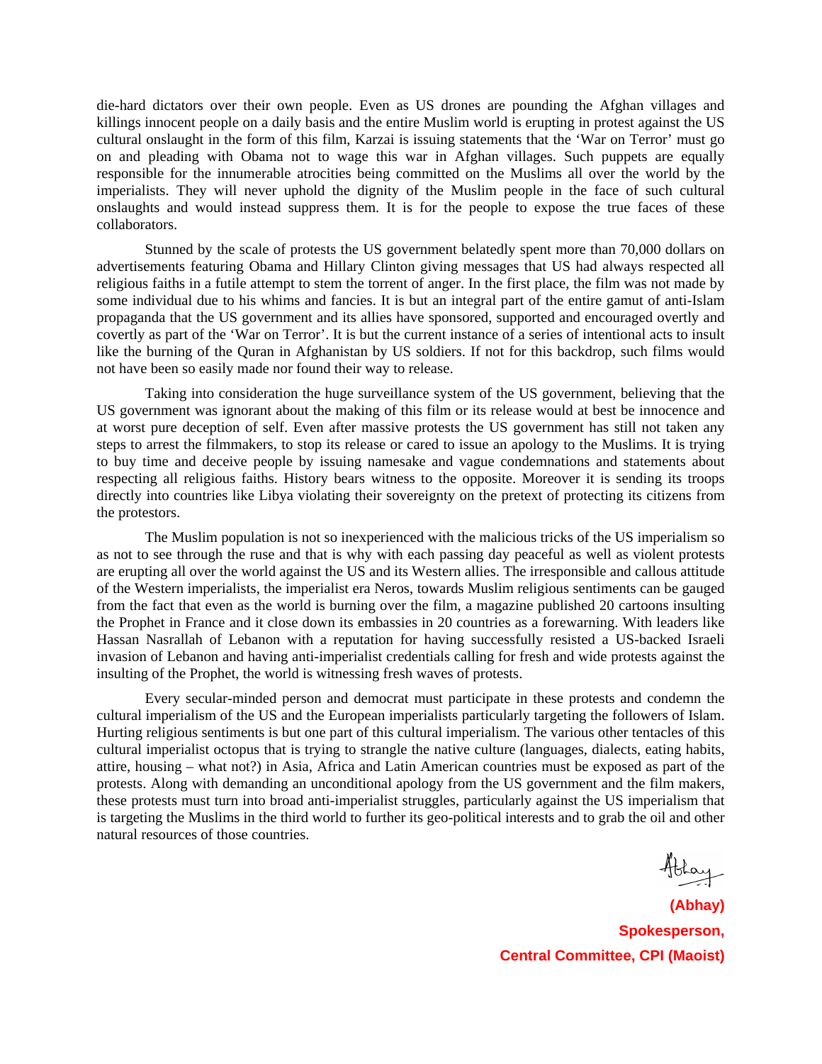die-hard dictators over their own people. Even as US drones are pounding the Afghan villages and killings innocent people on a daily basis and the entire Muslim world is erupting in protest against the US cultural onslaught in the form of this film, Karzai is issuing statements that the 'War on Terror' must go on and pleading with Obama not to wage this war in Afghan villages. Such puppets are equally responsible for the innumerable atrocities being committed on the Muslims all over the world by the imperialists. They will never uphold the dignity of the Muslim people in the face of such cultural onslaughts and would instead suppress them. It is for the people to expose the true faces of these collaborators.

Stunned by the scale of protests the US government belatedly spent more than 70,000 dollars on advertisements featuring Obama and Hillary Clinton giving messages that US had always respected all religious faiths in a futile attempt to stem the torrent of anger. In the first place, the film was not made by some individual due to his whims and fancies. It is but an integral part of the entire gamut of anti-Islam propaganda that the US government and its allies have sponsored, supported and encouraged overtly and covertly as part of the 'War on Terror'. It is but the current instance of a series of intentional acts to insult like the burning of the Quran in Afghanistan by US soldiers. If not for this backdrop, such films would not have been so easily made nor found their way to release.

Taking into consideration the huge surveillance system of the US government, believing that the US government was ignorant about the making of this film or its release would at best be innocence and at worst pure deception of self. Even after massive protests the US government has still not taken any steps to arrest the filmmakers, to stop its release or cared to issue an apology to the Muslims. It is trying to buy time and deceive people by issuing namesake and vague condemnations and statements about respecting all religious faiths. History bears witness to the opposite. Moreover it is sending its troops directly into countries like Libya violating their sovereignty on the pretext of protecting its citizens from the protestors.

The Muslim population is not so inexperienced with the malicious tricks of the US imperialism so as not to see through the ruse and that is why with each passing day peaceful as well as violent protests are erupting all over the world against the US and its Western allies. The irresponsible and callous attitude of the Western imperialists, the imperialist era Neros, towards Muslim religious sentiments can be gauged from the fact that even as the world is burning over the film, a magazine published 20 cartoons insulting the Prophet in France and it close down its embassies in 20 countries as a forewarning. With leaders like Hassan Nasrallah of Lebanon with a reputation for having successfully resisted a US-backed Israeli invasion of Lebanon and having anti-imperialist credentials calling for fresh and wide protests against the insulting of the Prophet, the world is witnessing fresh waves of protests.

Every secular-minded person and democrat must participate in these protests and condemn the cultural imperialism of the US and the European imperialists particularly targeting the followers of Islam. Hurting religious sentiments is but one part of this cultural imperialism. The various other tentacles of this cultural imperialist octopus that is trying to strangle the native culture (languages, dialects, eating habits, attire, housing – what not?) in Asia, Africa and Latin American countries must be exposed as part of the protests. Along with demanding an unconditional apology from the US government and the film makers, these protests must turn into broad anti-imperialist struggles, particularly against the US imperialism that is targeting the Muslims in the third world to further its geo-political interests and to grab the oil and other natural resources of those countries.

Abhay

**(Abhay)**
**Spokesperson,**
**Central Committee, CPI (Maoist)**